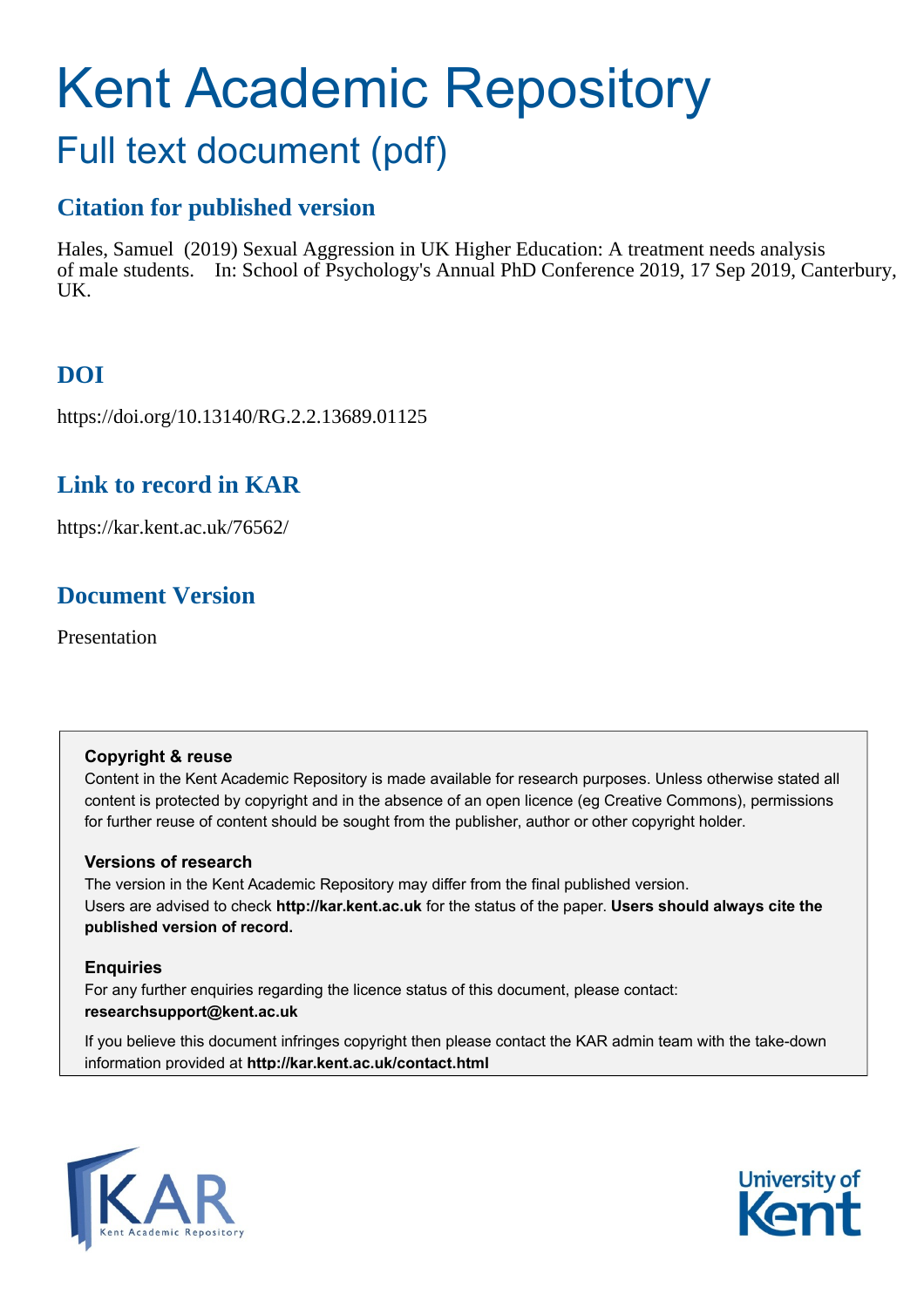# Kent Academic Repository

## Full text document (pdf)

### Citation for published version

Hales, Samuel (2019) Sexual Aggression in UK Higher Education: A treatment needs analysis of male students. In: School of Psychology's Annual PhD Conference 2019, 17 Sep 2019, Canterbury, UK.

### DOI

https://doi.org/10.13140/RG.2.2.13689.01125

### Link to record in KAR

https://kar.kent.ac.uk/76562/

### Document Version

Presentation

**Copyright & reuse**

Content in the Kent Academic Repository is made available for research purposes. Unless otherwise stated all content is protected by copyright and in the absence of an open licence (eg Creative Commons), permissions for further reuse of content should be sought from the publisher, author or other copyright holder.

**Versions of research**

The version in the Kent Academic Repository may differ from the final published version. Users are advised to check **http://kar.kent.ac.uk** for the status of the paper. **Users should always cite the published version of record.**

**Enquiries**

For any further enquiries regarding the licence status of this document, please contact: **researchsupport@kent.ac.uk**

If you believe this document infringes copyright then please contact the KAR admin team with the take-down information provided at **http://kar.kent.ac.uk/contact.html**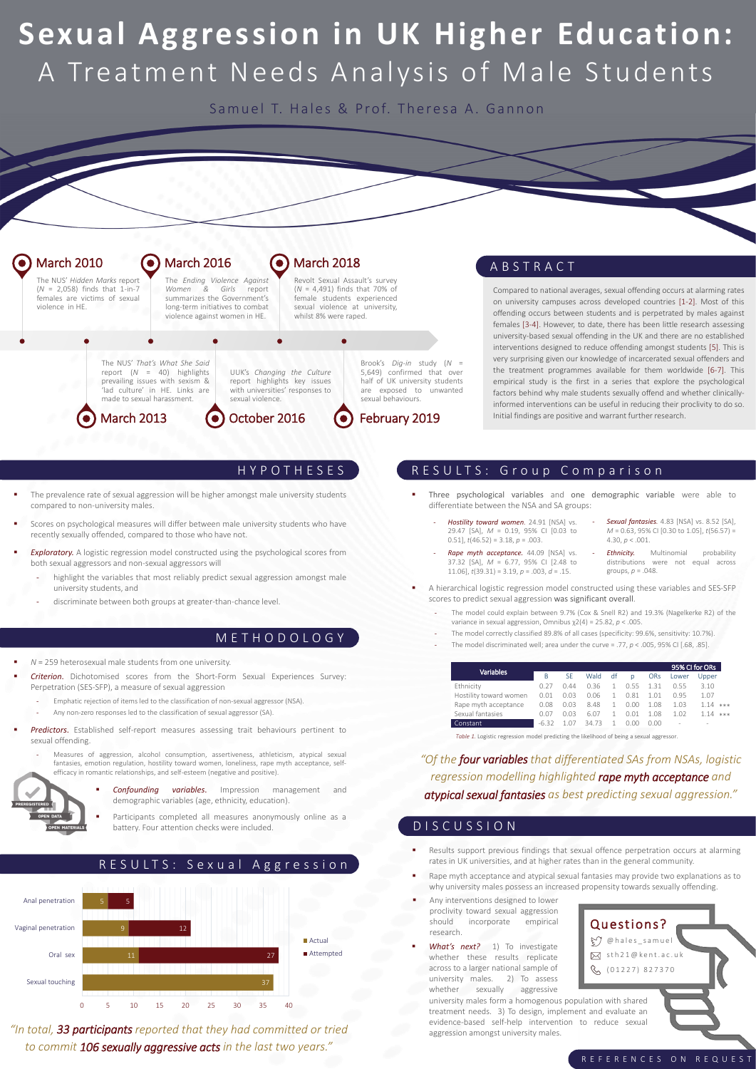# Sexual Aggression in UK Higher Education: A Treatment Needs Analysis of Male Students

Samuel T. Hales & Prof. Theresa A. Gannon

## March 2010

The NUS' *Hidden Marks* report ($N$ = 2,058) finds that 1-in-7 females are victims of sexual violence in HE.

## March 2013

The NUS' *That's What She Said* report ($N$ = 40) highlights prevailing issues with sexism & 'lad culture' in HE. Links are made to sexual harassment.

## March 2016

The *Ending Violence Against Women & Girls* report summarizes the Government's long-term initiatives to combat violence against women in HE.

## October 2016

UUK's *Changing the Culture* report highlights key issues with universities' responses to sexual violence.

## March 2018

Revolt Sexual Assault's survey ($N$ = 4,491) finds that 70% of female students experienced sexual violence at university, whilst 8% were raped.

## February 2019

Brook's *Dig-in* study ($N$ = 5,649) confirmed that over half of UK university students are exposed to unwanted sexual behaviours.

## ABSTRACT

Compared to national averages, sexual offending occurs at alarming rates on university campuses across developed countries [1-2]. Most of this offending occurs between students and is perpetuated by males against females [3-4]. However, to date, there has been little research assessing university-based sexual offending in the UK and there are no established interventions designed to reduce offending amongst students [5]. This is very surprising given our knowledge of incarcerated sexual offenders and the treatment programmes available for them worldwide [6-7]. This empirical study is the first in a series that explore the psychological factors behind why male students sexually offend and whether clinically-informed interventions can be useful in reducing their proclivity to do so. Initial findings are positive and warrant further research.

## HYPOTHESES

- The prevalence rate of sexual aggression will be higher amongst male university students compared to non-university males.
- Scores on psychological measures will differ between male university students who have recently sexually offended, compared to those who have not.
- *Exploratory.* A logistic regression model constructed using the psychological scores from both sexual aggressors and non-sexual aggressors will
  - highlight the variables that most reliably predict sexual aggression amongst male university students, and
  - discriminate between both groups at greater-than-chance level.

## METHODOLOGY

- $N$ = 259 heterosexual male students from one university.
- *Criterion.* Dichotomised scores from the Short-Form Sexual Experiences Survey: Perpetration (SES-SFP), a measure of sexual aggression
  - Emphatic rejection of items led to the classification of non-sexual aggressor (NSA).
  - Any non-zero responses led to the classification of sexual aggressor (SA).
- *Predictors.* Established self-report measures assessing trait behaviours pertinent to sexual offending.
  - Measures of aggression, alcohol consumption, assertiveness, athleticism, atypical sexual fantasies, emotion regulation, hostility toward women, loneliness, rape myth acceptance, self-efficacy in romantic relationships, and self-esteem (negative and positive).
- *Confounding variables.* Impression management and demographic variables (age, ethnicity, education).
- Participants completed all measures anonymously online as a battery. Four attention checks were included.

PREREGISTERED
OPEN DATA
OPEN MATERIALS

## RESULTS: Sexual Aggression

Anal penetration
Vaginal penetration
Oral sex
Sexual touching

5 5
9 12
11 27
37

0 5 10 15 20 25 30 35 40

Actual
Attempted

*"In total, **33 participants** reported that they had committed or tried to commit **106 sexually aggressive acts** in the last two years."*

## RESULTS: Group Comparison

- Three psychological variables and one demographic variable were able to differentiate between the NSA and SA groups:
  - ***Hostility toward women.*** 24.91 [NSA] vs. 29.47 [SA], $M$ = 0.19, 95% CI [0.03 to 0.51], $t(46.52)$ = 3.18, $p$ = .003.
  - ***Rape myth acceptance.*** 44.09 [NSA] vs. 37.32 [SA], $M$ = 6.77, 95% CI [2.48 to 11.06], $t(39.31)$ = 3.19, $p$ = .003, $d$ = .15.
  - ***Sexual fantasies.*** 4.83 [NSA] vs. 8.52 [SA], $M$ = 0.63, 95% CI [0.30 to 1.05], $t(56.57)$ = 4.30, $p$ < .001.
  - ***Ethnicity.*** Multinomial probability distributions were not equal across groups, $p$ = .048.
- A hierarchical logistic regression model constructed using these variables and SES-SFP scores to predict sexual aggression was significant overall.
  - The model could explain between 9.7% (Cox & Snell R2) and 19.3% (Nagelkerke R2) of the variance in sexual aggression, Omnibus $\chi2(4)$ = 25.82, $p$ < .005.
  - The model correctly classified 89.8% of all cases (specificity: 99.6%, sensitivity: 10.7%).
  - The model discriminated well; area under the curve = .77, $p$ < .005, 95% CI [.68, .85].

| Variables | B | SE | Wald | df | p | ORs | 95% CI for ORs | | |
|---|---|---|---|---|---|---|---|---|---|
| | | | | | | | Lower | Upper | |
| Ethnicity | 0.27 | 0.44 | 0.36 | 1 | 0.55 | 1.31 | 0.55 | 3.10 | |
| Hostility toward women | 0.01 | 0.03 | 0.06 | 1 | 0.81 | 1.01 | 0.95 | 1.07 | |
| Rape myth acceptance | 0.08 | 0.03 | 8.48 | 1 | 0.00 | 1.08 | 1.03 | 1.14 | *** |
| Sexual fantasies | 0.07 | 0.03 | 6.07 | 1 | 0.01 | 1.08 | 1.02 | 1.14 | *** |
| Constant | -6.32 | 1.07 | 34.73 | 1 | 0.00 | 0.00 | - | - | |

*Table 1.* Logistic regression model predicting the likelihood of being a sexual aggressor.

*"Of the **four variables** that differentiated SAs from NSAs, logistic regression modelling highlighted **rape myth acceptance** and **atypical sexual fantasies** as best predicting sexual aggression."*

## DISCUSSION

- Results support previous findings that sexual offence perpetration occurs at alarming rates in UK universities, and at higher rates than in the general community.
- Rape myth acceptance and atypical sexual fantasies may provide two explanations as to why university males possess an increased propensity towards sexually offending.
- Any interventions designed to lower proclivity toward sexual aggression should incorporate empirical research.
- *What's next?* 1) To investigate whether these results replicate across to a larger national sample of university males. 2) To assess whether sexually aggressive university males form a homogenous population with shared treatment needs. 3) To design, implement and evaluate an evidence-based self-help intervention to reduce sexual aggression amongst university males.

## Questions?

@hales_samuel
sth21@kent.ac.uk
(01227) 827370

REFERENCES ON REQUEST